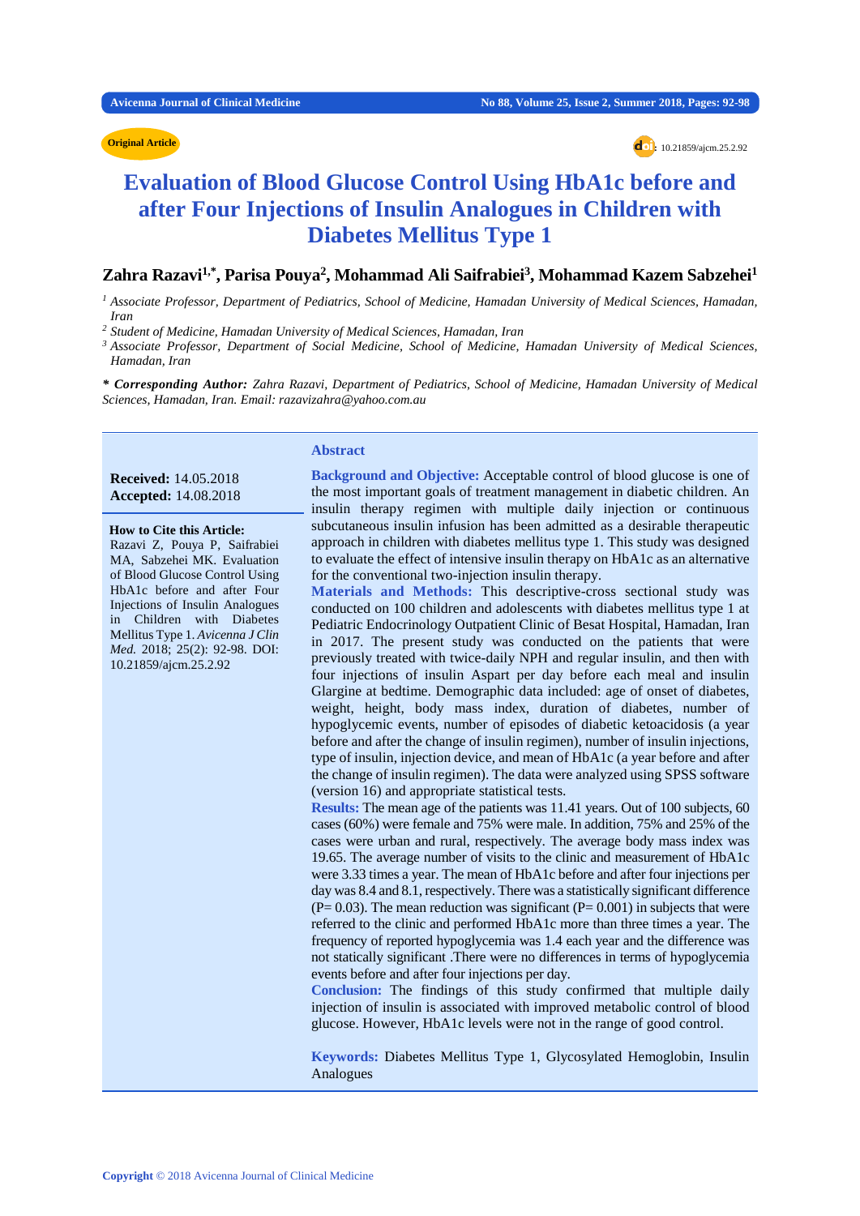Original Article

doi: 10.21859/ajcm.25.2.92

# Evaluation of Blood Glucose Control Using HbA1c before and after Four Injections of Insulin Analogues in Children with Diabetes Mellitus Type 1

**Zahra Razavi[1,*], Parisa Pouya[2], Mohammad Ali Saifrabiei[3], Mohammad Kazem Sabzehei[1]**

*[1] Associate Professor, Department of Pediatrics, School of Medicine, Hamadan University of Medical Sciences, Hamadan, Iran*

*[2] Student of Medicine, Hamadan University of Medical Sciences, Hamadan, Iran*

*[3] Associate Professor, Department of Social Medicine, School of Medicine, Hamadan University of Medical Sciences, Hamadan, Iran*

***\* Corresponding Author:** Zahra Razavi, Department of Pediatrics, School of Medicine, Hamadan University of Medical Sciences, Hamadan, Iran. Email: razavizahra@yahoo.com.au*

**Received:** 14.05.2018
**Accepted:** 14.08.2018

**How to Cite this Article:**
Razavi Z, Pouya P, Saifrabiei MA, Sabzehei MK. Evaluation of Blood Glucose Control Using HbA1c before and after Four Injections of Insulin Analogues in Children with Diabetes Mellitus Type 1. *Avicenna J Clin Med.* 2018; 25(2): 92-98. DOI: 10.21859/ajcm.25.2.92

## Abstract

**Background and Objective:** Acceptable control of blood glucose is one of the most important goals of treatment management in diabetic children. An insulin therapy regimen with multiple daily injection or continuous subcutaneous insulin infusion has been admitted as a desirable therapeutic approach in children with diabetes mellitus type 1. This study was designed to evaluate the effect of intensive insulin therapy on HbA1c as an alternative for the conventional two-injection insulin therapy.

**Materials and Methods:** This descriptive-cross sectional study was conducted on 100 children and adolescents with diabetes mellitus type 1 at Pediatric Endocrinology Outpatient Clinic of Besat Hospital, Hamadan, Iran in 2017. The present study was conducted on the patients that were previously treated with twice-daily NPH and regular insulin, and then with four injections of insulin Aspart per day before each meal and insulin Glargine at bedtime. Demographic data included: age of onset of diabetes, weight, height, body mass index, duration of diabetes, number of hypoglycemic events, number of episodes of diabetic ketoacidosis (a year before and after the change of insulin regimen), number of insulin injections, type of insulin, injection device, and mean of HbA1c (a year before and after the change of insulin regimen). The data were analyzed using SPSS software (version 16) and appropriate statistical tests.

**Results:** The mean age of the patients was 11.41 years. Out of 100 subjects, 60 cases (60%) were female and 75% were male. In addition, 75% and 25% of the cases were urban and rural, respectively. The average body mass index was 19.65. The average number of visits to the clinic and measurement of HbA1c were 3.33 times a year. The mean of HbA1c before and after four injections per day was 8.4 and 8.1, respectively. There was a statistically significant difference ($P = 0.03$). The mean reduction was significant ($P = 0.001$) in subjects that were referred to the clinic and performed HbA1c more than three times a year. The frequency of reported hypoglycemia was 1.4 each year and the difference was not statically significant .There were no differences in terms of hypoglycemia events before and after four injections per day.

**Conclusion:** The findings of this study confirmed that multiple daily injection of insulin is associated with improved metabolic control of blood glucose. However, HbA1c levels were not in the range of good control.

**Keywords:** Diabetes Mellitus Type 1, Glycosylated Hemoglobin, Insulin Analogues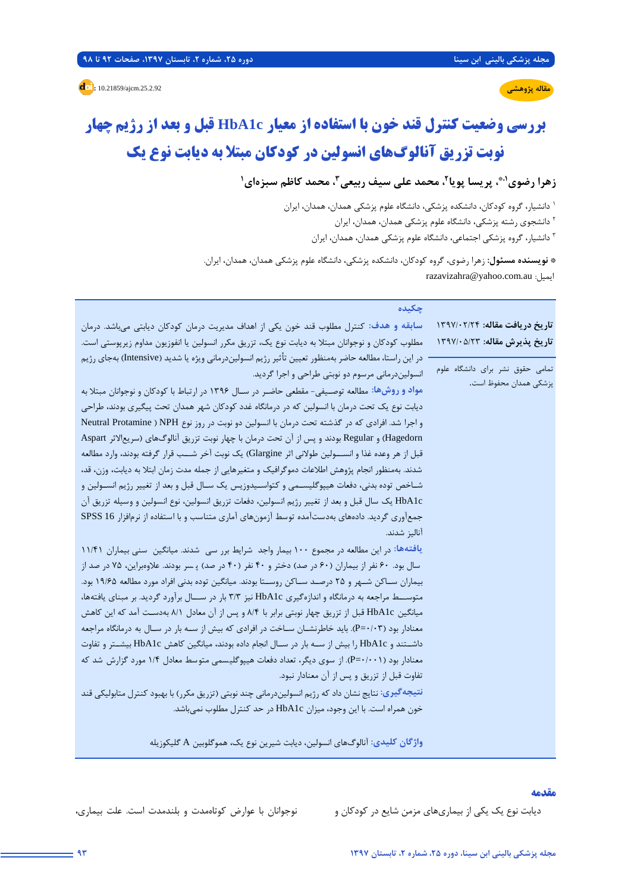مقاله پژوهشی

DOI: 10.21859/ajcm.25.2.92

# بررسی وضعیت کنترل قند خون با استفاده از معیار HbA1c قبل و بعد از رژیم چهار نوبت تزریق آنالوگ‌های انسولین در کودکان مبتلا به دیابت نوع یک

**زهرا رضوی[1,*]، پریسا پویا[2]، محمد علی سیف ربیعی[3]، محمد کاظم سبزه‌ای[1]**

[1] دانشیار، گروه کودکان، دانشکده پزشکی، دانشگاه علوم پزشکی همدان، همدان، ایران

[2] دانشجوی رشته پزشکی، دانشگاه علوم پزشکی همدان، همدان، ایران

[3] دانشیار، گروه پزشکی اجتماعی، دانشگاه علوم پزشکی همدان، همدان، ایران

\* **نویسنده مسئول:** زهرا رضوی، گروه کودکان، دانشکده پزشکی، دانشگاه علوم پزشکی همدان، همدان، ایران.
ایمیل: razavizahra@yahoo.com.au

**تاریخ دریافت مقاله:** ۱۳۹۷/۰۲/۲۴
**تاریخ پذیرش مقاله:** ۱۳۹۷/۰۵/۲۳

تمامی حقوق نشر برای دانشگاه علوم پزشکی همدان محفوظ است.

## چکیده

**سابقه و هدف:** کنترل مطلوب قند خون یکی از اهداف مدیریت درمان کودکان دیابتی می‌باشد. درمان مطلوب کودکان و نوجوانان مبتلا به دیابت نوع یک، تزریق مکرر انسولین یا انفوزیون مداوم زیرپوستی است. در این راستا، مطالعه حاضر به‌منظور تعیین تأثیر رژیم انسولین‌درمانی ویژه یا شدید (Intensive) به‌جای رژیم انسولین‌درمانی مرسوم دو نوبتی طراحی و اجرا گردید.

**مواد و روش‌ها:** مطالعه توصیفی- مقطعی حاضر در سال ۱۳۹۶ در ارتباط با کودکان و نوجوانان مبتلا به دیابت نوع یک تحت درمان با انسولین که در درمانگاه غدد کودکان شهر همدان تحت پیگیری بودند، طراحی و اجرا شد. افرادی که در گذشته تحت درمان با انسولین دو نوبت در روز نوع NPH (Neutral Protamine Hagedorn) و Regular بودند و پس از آن تحت درمان با چهار نوبت تزریق آنالوگ‌های (سریع‌الاثر Aspart قبل از هر وعده غذا و انسولین طولانی اثر Glargine) یک نوبت آخر شب قرار گرفته بودند، وارد مطالعه شدند. به‌منظور انجام پژوهش اطلاعات دموگرافیک و متغیرهایی از جمله مدت زمان ابتلا به دیابت، وزن، قد، شاخص توده بدنی، دفعات هیپوگلیسمی و کتواسیدوزیس یک سال قبل و بعد از تغییر رژیم انسولین و HbA1c یک سال قبل و بعد از تغییر رژیم انسولین، دفعات تزریق انسولین، نوع انسولین و وسیله تزریق آن جمع‌آوری گردید. داده‌های به‌دست‌آمده توسط آزمون‌های آماری متناسب و با استفاده از نرم‌افزار SPSS 16 آنالیز شدند.

**یافته‌ها:** در این مطالعه در مجموع ۱۰۰ بیمار واجد شرایط بررسی شدند. میانگین سنی بیماران ۱۱/۴۱ سال بود. ۶۰ نفر از بیماران (۶۰ درصد) دختر و ۴۰ نفر (۴۰ درصد) پسر بودند. علاوه‌براین، ۷۵ درصد از بیماران ساکن شهر و ۲۵ درصد ساکن روستا بودند. میانگین توده بدنی افراد مورد مطالعه ۱۹/۶۵ بود. متوسط مراجعه به درمانگاه و اندازه‌گیری HbA1c نیز ۳/۳ بار در سال برآورد گردید. بر مبنای یافته‌ها، میانگین HbA1c قبل از تزریق چهار نوبتی برابر با ۸/۴ و پس از آن معادل ۸/۱ به‌دست آمد که این کاهش معنادار بود (P=۰/۰۳). باید خاطرنشان ساخت در افرادی که بیش از سه بار در سال به درمانگاه مراجعه داشتند و HbA1c را بیش از سه بار در سال انجام داده بودند، میانگین کاهش HbA1c بیشتر و تفاوت معنادار بود (P=۰/۰۰۱). از سوی دیگر، تعداد دفعات هیپوگلیسمی متوسط معادل ۱/۴ مورد گزارش شد که تفاوت قبل از تزریق و پس از آن معنادار نبود.

**نتیجه‌گیری:** نتایج نشان داد که رژیم انسولین‌درمانی چند نوبتی (تزریق مکرر) با بهبود کنترل متابولیکی قند خون همراه است. با این وجود، میزان HbA1c در حد کنترل مطلوب نمی‌باشد.

**واژگان کلیدی:** آنالوگ‌های انسولین، دیابت شیرین نوع یک، هموگلوبین A گلیکوزیله

## مقدمه

دیابت نوع یک یکی از بیماری‌های مزمن شایع در کودکان و نوجوانان با عوارض کوتاه‌مدت و بلندمدت است. علت بیماری،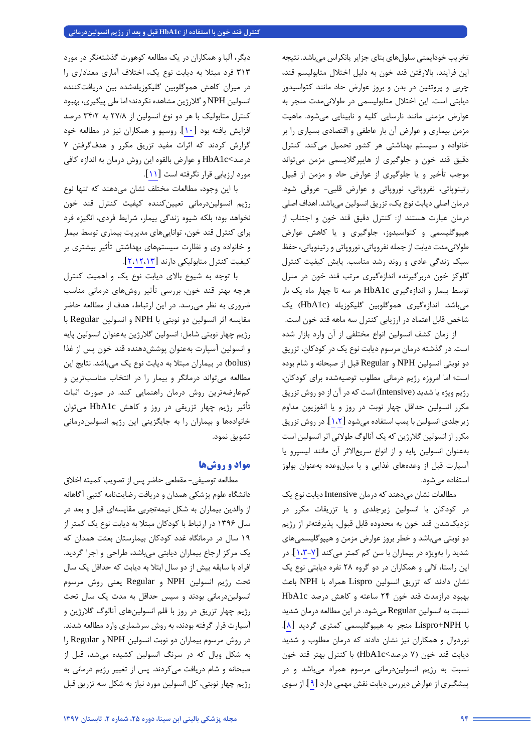تخریب خودایمنی سلول‌های بتای جزایر پانکراس می‌باشد. نتیجه این فرایند، بالارفتن قند خون به دلیل اختلال متابولیسم قند، چربی و پروتئین در بدن و بروز عوارض حاد مانند کتواسیدوز دیابتی است. این اختلال متابولیسمی در طولانی‌مدت منجر به عوارض مزمنی مانند نارسایی کلیه و نابینایی می‌شود. ماهیت مزمن بیماری و عوارض آن بار عاطفی و اقتصادی بسیاری را بر خانواده و سیستم بهداشتی هر کشور تحمیل می‌کند. کنترل دقیق قند خون و جلوگیری از هایپرگلایسمی مزمن می‌تواند موجب تأخیر و یا جلوگیری از عوارض حاد و مزمن از قبیل رتینوپاتی، نفروپاتی، نوروپاتی و عوارض قلبی- عروقی شود. درمان اصلی دیابت نوع یک، تزریق انسولین می‌باشد. اهداف اصلی درمان عبارت هستند از: کنترل دقیق قند خون و اجتناب از هیپوگلیسمی و کتواسیدوز، جلوگیری و یا کاهش عوارض طولانی‌مدت دیابت از جمله نفروپاتی، نوروپاتی و رتینوپاتی، حفظ سبک زندگی عادی و روند رشد مناسب. پایش کیفیت کنترل گلوکز خون دربرگیرنده اندازه‌گیری مرتب قند خون در منزل توسط بیمار و اندازه‌گیری HbA1c هر سه تا چهار ماه یک بار می‌باشد. اندازه‌گیری هموگلوبین گلیکوزیله (HbA1c) یک شاخص قابل اعتماد در ارزیابی کنترل سه ماهه قند خون است.

از زمان کشف انسولین انواع مختلفی از آن وارد بازار شده است. در گذشته درمان مرسوم دیابت نوع یک در کودکان، تزریق دو نوبتی انسولین NPH و Regular قبل از صبحانه و شام بوده است؛ اما امروزه رژیم درمانی مطلوب توصیه‌شده برای کودکان، رژیم ویژه یا شدید (Intensive) است که در آن از دو روش تزریق مکرر انسولین حداقل چهار نوبت در روز و یا انفوزیون مداوم زیرجلدی انسولین با پمپ استفاده می‌شود [۱،۲]. در روش تزریق مکرر از انسولین گلارژین که یک آنالوگ طولانی اثر انسولین است به‌عنوان انسولین پایه و از انواع سریع‌الاثر آن مانند لیسپرو یا آسپارت قبل از وعده‌های غذایی و یا میان‌وعده به‌عنوان بولوز استفاده می‌شود.

مطالعات نشان می‌دهند که درمان Intensive دیابت نوع یک در کودکان با انسولین زیرجلدی و یا تزریقات مکرر در نزدیک‌شدن قند خون به محدوده قابل قبول، پذیرفته‌تر از رژیم دو نوبتی می‌باشد و خطر بروز عوارض مزمن و هیپوگلیسمی‌های شدید را به‌ویژه در بیماران با سن کم کمتر می‌کند [۳-۷،۱]. در این راستا، لالی و همکاران در دو گروه ۲۸ نفره دیابتی نوع یک نشان دادند که تزریق انسولین Lispro همراه با NPH باعث بهبود درازمدت قند خون ۲۴ ساعته و کاهش درصد HbA1c نسبت به انسولین Regular می‌شود. در این مطالعه درمان شدید با Lispro+NPH منجر به هیپوگلیسمی کمتری گردید [۸]. نوردوال و همکاران نیز نشان دادند که درمان مطلوب و شدید دیابت قند خون (۷ درصد>HbA1c) با کنترل بهتر قند خون نسبت به رژیم انسولین‌درمانی مرسوم همراه می‌باشد و در پیشگیری از عوارض دیررس دیابت نقش مهمی دارد [۹]. از سوی دیگر، آلبا و همکاران در یک مطالعه کوهورت گذشته‌نگر در مورد ۳۱۳ فرد مبتلا به دیابت نوع یک، اختلاف آماری معناداری را در میزان کاهش هموگلوبین گلیکوزیله‌شده بین دریافت‌کننده انسولین NPH و گلارژین مشاهده نکردند؛ اما طی پیگیری، بهبود کنترل متابولیک با هر دو نوع انسولین از ۲۷/۸ به ۳۴/۲ درصد افزایش یافته بود [۱۰]. روسپو و همکاران نیز در مطالعه خود گزارش کردند که اثرات مفید تزریق مکرر و هدف‌گرفتن ۷ درصد>HbA1c و عوارض بالقوه این روش درمان به اندازه کافی مورد ارزیابی قرار نگرفته است [۱۱].

با این وجود، مطالعات مختلف نشان می‌دهند که تنها نوع رژیم انسولین‌درمانی تعیین‌کننده کیفیت کنترل قند خون نخواهد بود؛ بلکه شیوه زندگی بیمار، شرایط فردی، انگیزه فرد برای کنترل قند خون، توانایی‌های مدیریت بیماری توسط بیمار و خانواده وی و نظارت سیستم‌های بهداشتی تأثیر بیشتری بر کیفیت کنترل متابولیکی دارند [۲،۱۲،۱۳].

با توجه به شیوع بالای دیابت نوع یک و اهمیت کنترل هرچه بهتر قند خون، بررسی تأثیر روش‌های درمانی مناسب ضروری به نظر می‌رسد. در این ارتباط، هدف از مطالعه حاضر مقایسه اثر انسولین دو نوبتی با NPH و انسولین Regular با رژیم چهار نوبتی شامل: انسولین گلارژین به‌عنوان انسولین پایه و انسولین آسپارت به‌عنوان پوشش‌دهنده قند خون پس از غذا (bolus) در بیماران مبتلا به دیابت نوع یک می‌باشد. نتایج این مطالعه می‌تواند درمانگر و بیمار را در انتخاب مناسب‌ترین و کم‌عارضه‌ترین روش درمان راهنمایی کند. در صورت اثبات تأثیر رژیم چهار تزریقی در روز و کاهش HbA1c می‌توان خانواده‌ها و بیماران را به جایگزینی این رژیم انسولین‌درمانی تشویق نمود.

## مواد و روش‌ها

مطالعه توصیفی- مقطعی حاضر پس از تصویب کمیته اخلاق دانشگاه علوم پزشکی همدان و دریافت رضایت‌نامه کتبی آگاهانه از والدین بیماران به شکل نیمه‌تجربی مقایسه‌ای قبل و بعد در سال ۱۳۹۶ در ارتباط با کودکان مبتلا به دیابت نوع یک کمتر از ۱۹ سال در درمانگاه غدد کودکان بیمارستان بعثت همدان که یک مرکز ارجاع بیماران دیابتی می‌باشد، طراحی و اجرا گردید. افراد با سابقه بیش از دو سال ابتلا به دیابت که حداقل یک سال تحت رژیم انسولین NPH و Regular یعنی روش مرسوم انسولین‌درمانی بودند و سپس حداقل به مدت یک سال تحت رژیم چهار تزریق در روز با قلم انسولین‌های آنالوگ گلارژین و آسپارت قرار گرفته بودند، به روش سرشماری وارد مطالعه شدند. در روش مرسوم بیماران دو نوبت انسولین NPH و Regular را به شکل ویال که در سرنگ انسولین کشیده می‌شد، قبل از صبحانه و شام دریافت می‌کردند. پس از تغییر رژیم درمانی به رژیم چهار نوبتی، کل انسولین مورد نیاز به شکل سه تزریق قبل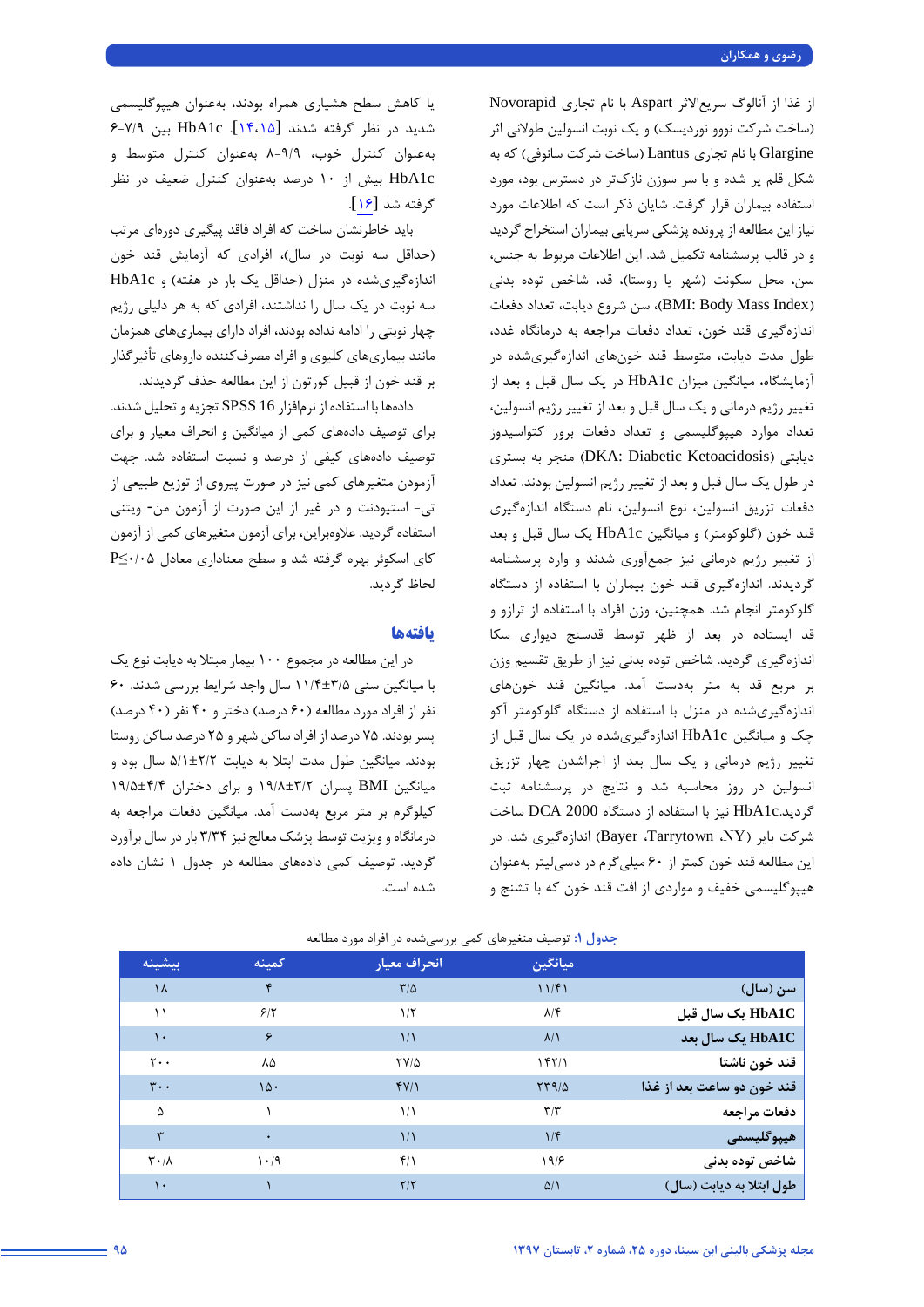از غذا از آنالوگ سریع‌الاثر Aspart با نام تجاری Novorapid (ساخت شرکت نوو نوردیسک) و یک نوبت انسولین طولانی اثر Glargine با نام تجاری Lantus (ساخت شرکت سانوفی) که به شکل قلم پر شده و با سر سوزن نازک‌تر در دسترس بود، مورد استفاده بیماران قرار گرفت. شایان ذکر است که اطلاعات مورد نیاز این مطالعه از پرونده پزشکی سرپایی بیماران استخراج گردید و در قالب پرسشنامه تکمیل شد. این اطلاعات مربوط به جنس، سن، محل سکونت (شهر یا روستا)، قد، شاخص توده بدنی (BMI: Body Mass Index)، سن شروع دیابت، تعداد دفعات اندازه‌گیری قند خون، تعداد دفعات مراجعه به درمانگاه غدد، طول مدت دیابت، متوسط قند خون‌های اندازه‌گیری‌شده در آزمایشگاه، میانگین میزان HbA1c در یک سال قبل و بعد از تغییر رژیم درمانی و یک سال قبل و بعد از تغییر رژیم انسولین، تعداد موارد هیپوگلیسمی و تعداد دفعات بروز کتواسیدوز دیابتی (DKA: Diabetic Ketoacidosis) منجر به بستری در طول یک سال قبل و بعد از تغییر رژیم انسولین بودند. تعداد دفعات تزریق انسولین، نوع انسولین، نام دستگاه اندازه‌گیری قند خون (گلوکومتر) و میانگین HbA1c یک سال قبل و بعد از تغییر رژیم درمانی نیز جمع‌آوری شدند و وارد پرسشنامه گردیدند. اندازه‌گیری قند خون بیماران با استفاده از دستگاه گلوکومتر انجام شد. همچنین، وزن افراد با استفاده از ترازو و قد ایستاده در بعد از ظهر توسط قدسنج دیواری سکا اندازه‌گیری گردید. شاخص توده بدنی نیز از طریق تقسیم وزن بر مربع قد به متر به‌دست آمد. میانگین قند خون‌های اندازه‌گیری‌شده در منزل با استفاده از دستگاه گلوکومتر آکو چک و میانگین HbA1c اندازه‌گیری‌شده در یک سال قبل از تغییر رژیم درمانی و یک سال بعد از اجراشدن چهار تزریق انسولین در روز محاسبه شد و نتایج در پرسشنامه ثبت گردید.HbA1c نیز با استفاده از دستگاه DCA 2000 ساخت شرکت بایر (Bayer ،Tarrytown ،NY) اندازه‌گیری شد. در این مطالعه قند خون کمتر از ۶۰ میلی‌گرم در دسی‌لیتر به‌عنوان هیپوگلیسمی خفیف و مواردی از افت قند خون که با تشنج و یا کاهش سطح هشیاری همراه بودند، به‌عنوان هیپوگلیسمی شدید در نظر گرفته شدند [۱۴،۱۵]. HbA1c بین ۶-۷/۹ به‌عنوان کنترل خوب، ۹/۹-۸ به‌عنوان کنترل متوسط و HbA1c بیش از ۱۰ درصد به‌عنوان کنترل ضعیف در نظر گرفته شد [۱۶].

باید خاطرنشان ساخت که افراد فاقد پیگیری دوره‌ای مرتب (حداقل سه نوبت در سال)، افرادی که آزمایش قند خون اندازه‌گیری‌شده در منزل (حداقل یک بار در هفته) و HbA1c سه نوبت در یک سال را نداشتند، افرادی که به هر دلیلی رژیم چهار نوبتی را ادامه نداده بودند، افراد دارای بیماری‌های همزمان مانند بیماری‌های کلیوی و افراد مصرف‌کننده داروهای تأثیرگذار بر قند خون از قبیل کورتون از این مطالعه حذف گردیدند.

داده‌ها با استفاده از نرم‌افزار SPSS 16 تجزیه و تحلیل شدند. برای توصیف داده‌های کمی از میانگین و انحراف معیار و برای توصیف داده‌های کیفی از درصد و نسبت استفاده شد. جهت آزمون متغیرهای کمی نیز در صورت پیروی از توزیع طبیعی از تی- استیودنت و در غیر از این صورت از آزمون من- ویتنی استفاده گردید. علاوه‌براین، برای آزمون متغیرهای کمی از آزمون کای اسکوئر بهره گرفته شد و سطح معناداری معادل P≤۰/۰۵ لحاظ گردید.

## یافته‌ها

در این مطالعه در مجموع ۱۰۰ بیمار مبتلا به دیابت نوع یک با میانگین سنی ۱۱/۴±۳/۵ سال واجد شرایط بررسی شدند. ۶۰ نفر از افراد مورد مطالعه (۶۰ درصد) دختر و ۴۰ نفر (۴۰ درصد) پسر بودند. ۷۵ درصد از افراد ساکن شهر و ۲۵ درصد ساکن روستا بودند. میانگین طول مدت ابتلا به دیابت ۵/۱±۲/۲ سال بود و میانگین BMI پسران ۱۹/۸±۳/۲ و برای دختران ۱۹/۵±۴/۴ کیلوگرم بر متر مربع به‌دست آمد. میانگین دفعات مراجعه به درمانگاه و ویزیت توسط پزشک معالج نیز ۳/۳۴ بار در سال برآورد گردید. توصیف کمی داده‌های مطالعه در جدول ۱ نشان داده شده است.

**جدول ۱:** توصیف متغیرهای کمی بررسی‌شده در افراد مورد مطالعه

| | میانگین | انحراف معیار | کمینه | بیشینه |
|---|---|---|---|---|
| سن (سال) | ۱۱/۴۱ | ۳/۵ | ۴ | ۱۸ |
| HbA1C یک سال قبل | ۸/۴ | ۱/۲ | ۶/۲ | ۱۱ |
| HbA1C یک سال بعد | ۸/۱ | ۱/۱ | ۶ | ۱۰ |
| قند خون ناشتا | ۱۴۲/۱ | ۲۷/۵ | ۸۵ | ۲۰۰ |
| قند خون دو ساعت بعد از غذا | ۲۳۹/۵ | ۴۷/۱ | ۱۵۰ | ۳۰۰ |
| دفعات مراجعه | ۳/۳ | ۱/۱ | ۱ | ۵ |
| هیپوگلیسمی | ۱/۴ | ۱/۱ | ۰ | ۳ |
| شاخص توده بدنی | ۱۹/۶ | ۴/۱ | ۱۰/۹ | ۳۰/۸ |
| طول ابتلا به دیابت (سال) | ۵/۱ | ۲/۲ | ۱ | ۱۰ |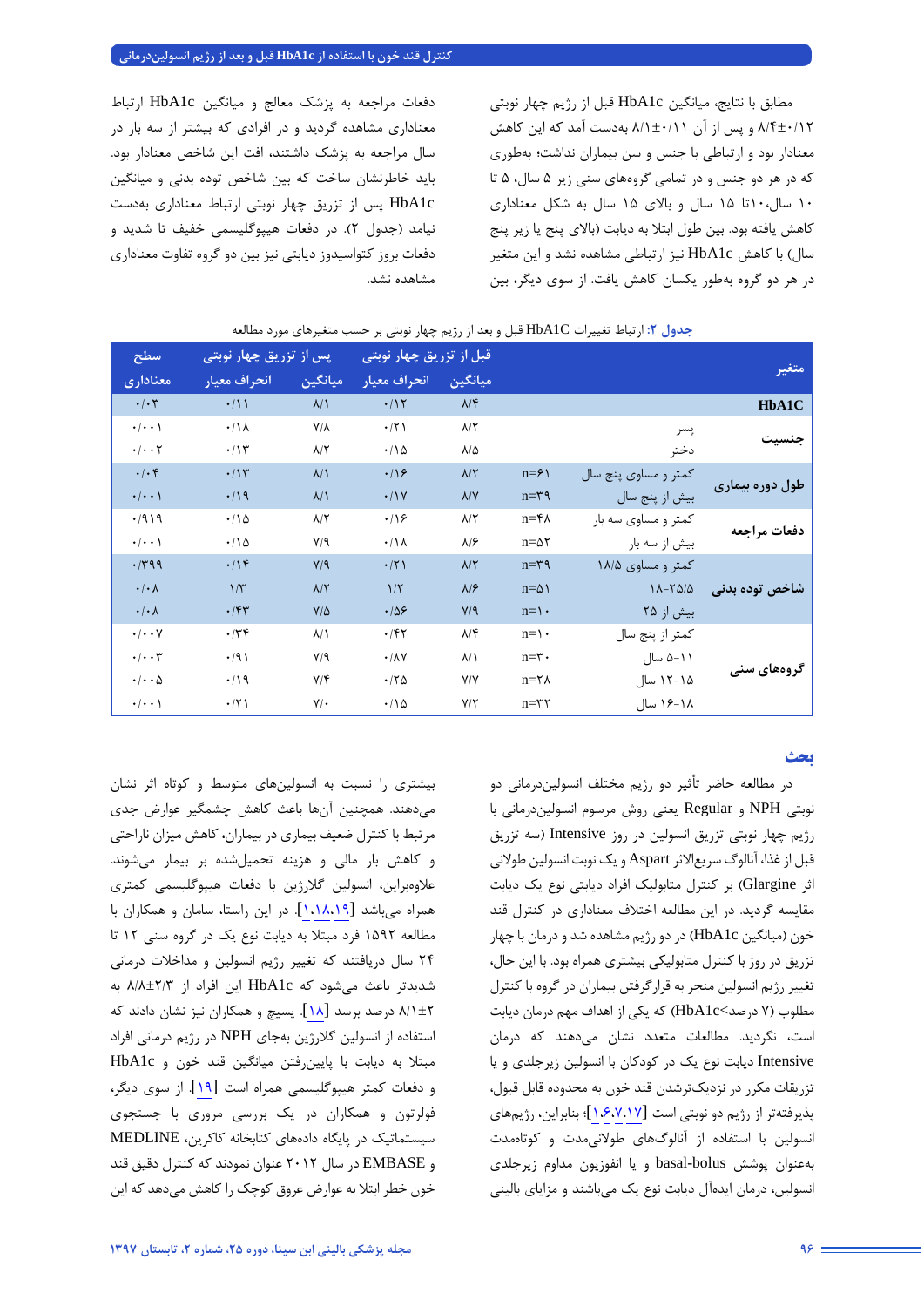مطابق با نتایج، میانگین HbA1c قبل از رژیم چهار نوبتی ۸/۴±۰/۱۲ و پس از آن ۸/۱±۰/۱۱ به‌دست آمد که این کاهش معنادار بود و ارتباطی با جنس و سن بیماران نداشت؛ به‌طوری که در هر دو جنس و در تمامی گروه‌های سنی زیر ۵ سال، ۵ تا ۱۰ سال،۱۰تا ۱۵ سال و بالای ۱۵ سال به شکل معناداری کاهش یافته بود. بین طول ابتلا به دیابت (بالای پنج یا زیر پنج سال) با کاهش HbA1c نیز ارتباطی مشاهده نشد و این متغیر در هر دو گروه به‌طور یکسان کاهش یافت. از سوی دیگر، بین دفعات مراجعه به پزشک معالج و میانگین HbA1c ارتباط معناداری مشاهده گردید و در افرادی که بیشتر از سه بار در سال مراجعه به پزشک داشتند، افت این شاخص معنادار بود. باید خاطرنشان ساخت که بین شاخص توده بدنی و میانگین HbA1c پس از تزریق چهار نوبتی ارتباط معناداری به‌دست نیامد (جدول ۲). در دفعات هیپوگلیسمی خفیف تا شدید و دفعات بروز کتواسیدوز دیابتی نیز بین دو گروه تفاوت معناداری مشاهده نشد.

**جدول ۲:** ارتباط تغییرات HbA1C قبل و بعد از رژیم چهار نوبتی بر حسب متغیرهای مورد مطالعه

| متغیر | | | قبل از تزریق چهار نوبتی | | پس از تزریق چهار نوبتی | | سطح معناداری |
|---|---|---|---|---|---|---|---|
| | | | میانگین | انحراف معیار | میانگین | انحراف معیار | |
| **HbA1C** | | | ۸/۴ | ۰/۱۲ | ۸/۱ | ۰/۱۱ | ۰/۰۳ |
| **جنسیت** | پسر | | ۸/۲ | ۰/۲۱ | ۷/۸ | ۰/۱۸ | ۰/۰۰۱ |
| | دختر | | ۸/۵ | ۰/۱۵ | ۸/۲ | ۰/۱۳ | ۰/۰۰۲ |
| **طول دوره بیماری** | کمتر و مساوی پنج سال | n=۶۱ | ۸/۲ | ۰/۱۶ | ۸/۱ | ۰/۱۳ | ۰/۰۴ |
| | بیش از پنج سال | n=۳۹ | ۸/۷ | ۰/۱۷ | ۸/۱ | ۰/۱۹ | ۰/۰۰۱ |
| **دفعات مراجعه** | کمتر و مساوی سه بار | n=۴۸ | ۸/۲ | ۰/۱۶ | ۸/۲ | ۰/۱۵ | ۰/۹۱۹ |
| | بیش از سه بار | n=۵۲ | ۸/۶ | ۰/۱۸ | ۷/۹ | ۰/۱۵ | ۰/۰۰۱ |
| **شاخص توده بدنی** | کمتر و مساوی ۱۸/۵ | n=۳۹ | ۸/۲ | ۰/۲۱ | ۷/۹ | ۰/۱۴ | ۰/۳۹۹ |
| | ۱۸-۲۵/۵ | n=۵۱ | ۸/۶ | ۱/۲ | ۸/۲ | ۱/۳ | ۰/۰۸ |
| | بیش از ۲۵ | n=۱۰ | ۷/۹ | ۰/۵۶ | ۷/۵ | ۰/۴۳ | ۰/۰۸ |
| **گروه‌های سنی** | کمتر از پنج سال | n=۱۰ | ۸/۴ | ۰/۴۲ | ۸/۱ | ۰/۳۴ | ۰/۰۰۷ |
| | ۵-۱۱ سال | n=۳۰ | ۸/۱ | ۰/۸۷ | ۷/۹ | ۰/۹۱ | ۰/۰۰۳ |
| | ۱۲-۱۵ سال | n=۲۸ | ۷/۷ | ۰/۲۵ | ۷/۴ | ۰/۱۹ | ۰/۰۰۵ |
| | ۱۶-۱۸ سال | n=۳۲ | ۷/۲ | ۰/۱۵ | ۷/۰ | ۰/۲۱ | ۰/۰۰۱ |

## بحث

در مطالعه حاضر تأثیر دو رژیم مختلف انسولین‌درمانی دو نوبتی NPH و Regular یعنی روش مرسوم انسولین‌درمانی با رژیم چهار نوبتی تزریق انسولین در روز Intensive (سه تزریق قبل از غذا، آنالوگ سریع‌الاثر Aspart و یک نوبت انسولین طولانی اثر Glargine) بر کنترل متابولیک افراد دیابتی نوع یک دیابت مقایسه گردید. در این مطالعه اختلاف معناداری در کنترل قند خون (میانگین HbA1c) در دو رژیم مشاهده شد و درمان با چهار تزریق در روز با کنترل متابولیکی بیشتری همراه بود. با این حال، تغییر رژیم انسولین منجر به قرارگرفتن بیماران در گروه با کنترل مطلوب (۷ درصد>HbA1c) که یکی از اهداف مهم درمان دیابت است، نگردید. مطالعات متعدد نشان می‌دهند که درمان Intensive دیابت نوع یک در کودکان با انسولین زیرجلدی و یا تزریقات مکرر در نزدیک‌ترشدن قند خون به محدوده قابل قبول، پذیرفته‌تر از رژیم دو نوبتی است [۱،۶،۷،۱۷]؛ بنابراین، رژیم‌های انسولین با استفاده از آنالوگ‌های طولانی‌مدت و کوتاه‌مدت به‌عنوان پوشش basal-bolus و یا انفوزیون مداوم زیرجلدی انسولین، درمان ایده‌آل دیابت نوع یک می‌باشند و مزایای بالینی بیشتری را نسبت به انسولین‌های متوسط و کوتاه اثر نشان می‌دهند. همچنین آن‌ها باعث کاهش چشمگیر عوارض جدی مرتبط با کنترل ضعیف بیماری در بیماران، کاهش میزان ناراحتی و کاهش بار مالی و هزینه تحمیل‌شده بر بیمار می‌شوند. علاوه‌براین، انسولین گلارژین با دفعات هیپوگلیسمی کمتری همراه می‌باشد [۱،۱۸،۱۹]. در این راستا، سامان و همکاران با مطالعه ۱۵۹۲ فرد مبتلا به دیابت نوع یک در گروه سنی ۱۲ تا ۲۴ سال دریافتند که تغییر رژیم انسولین و مداخلات درمانی شدیدتر باعث می‌شود که HbA1c این افراد از ۸/۸±۲/۳ به ۸/۱±۲ درصد برسد [۱۸]. پسیچ و همکاران نیز نشان دادند که استفاده از انسولین گلارژین به‌جای NPH در رژیم درمانی افراد مبتلا به دیابت با پایین‌رفتن میانگین قند خون و HbA1c و دفعات کمتر هیپوگلیسمی همراه است [۱۹]. از سوی دیگر، فولرتون و همکاران در یک بررسی مروری با جستجوی سیستماتیک در پایگاه داده‌های کتابخانه کاکرین، MEDLINE و EMBASE در سال ۲۰۱۲ عنوان نمودند که کنترل دقیق قند خون خطر ابتلا به عوارض عروق کوچک را کاهش می‌دهد که این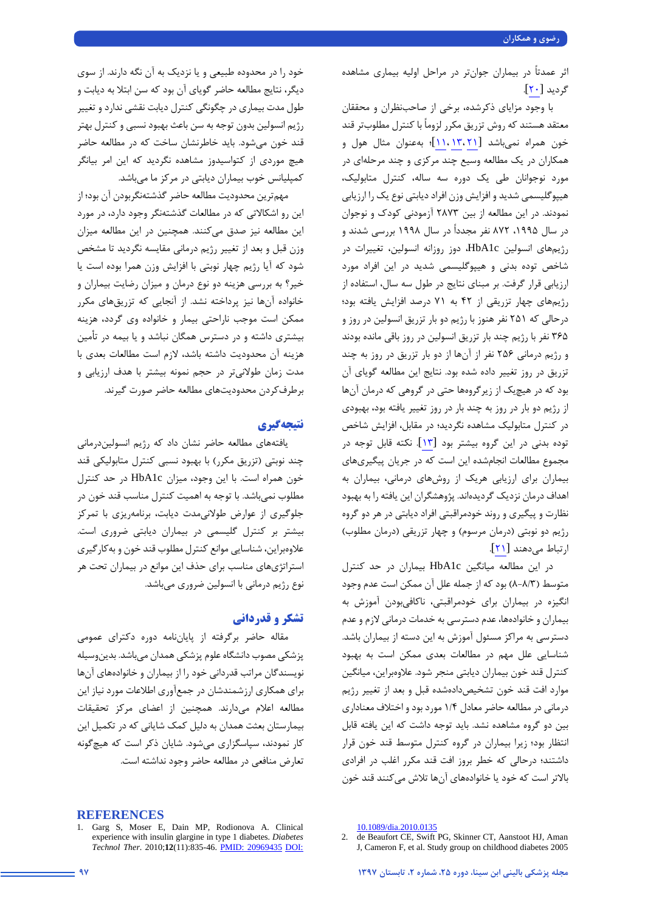اثر عمدتاً در بیماران جوان‌تر در مراحل اولیه بیماری مشاهده گردید [۲۰].

با وجود مزایای ذکرشده، برخی از صاحب‌نظران و محققان معتقد هستند که روش تزریق مکرر لزوماً با کنترل مطلوب‌تر قند خون همراه نمی‌باشد [۱۱،۱۳،۲۱]؛ به‌عنوان مثال هول و همکاران در یک مطالعه وسیع چند مرکزی و چند مرحله‌ای در مورد نوجوانان طی یک دوره سه ساله، کنترل متابولیک، هیپوگلیسمی شدید و افزایش وزن افراد دیابتی نوع یک را ارزیابی نمودند. در این مطالعه از بین ۲۸۷۳ آزمودنی کودک و نوجوان در سال ۱۹۹۵، ۸۷۲ نفر مجدداً در سال ۱۹۹۸ بررسی شدند و رژیم‌های انسولین HbA1c، دوز روزانه انسولین، تغییرات در شاخص توده بدنی و هیپوگلیسمی شدید در این افراد مورد ارزیابی قرار گرفت. بر مبنای نتایج در طول سه سال، استفاده از رژیم‌های چهار تزریقی از ۴۲ به ۷۱ درصد افزایش یافته بود؛ درحالی که ۲۵۱ نفر هنوز با رژیم دو بار تزریق انسولین در روز و ۳۶۵ نفر با رژیم چند بار تزریق انسولین در روز باقی مانده بودند و رژیم درمانی ۲۵۶ نفر از آن‌ها از دو بار تزریق در روز به چند تزریق در روز تغییر داده شده بود. نتایج این مطالعه گویای آن بود که در هیچ‌یک از زیرگروه‌ها حتی در گروهی که درمان آن‌ها از رژیم دو بار در روز به چند بار در روز تغییر یافته بود، بهبودی در کنترل متابولیک مشاهده نگردید؛ در مقابل، افزایش شاخص توده بدنی در این گروه بیشتر بود [۱۳]. نکته قابل توجه در مجموع مطالعات انجام‌شده این است که در جریان پیگیری‌های بیماران برای ارزیابی هریک از روش‌های درمانی، بیماران به اهداف درمان نزدیک گردیده‌اند. پژوهشگران این یافته را به بهبود نظارت و پیگیری و روند خودمراقبتی افراد دیابتی در هر دو گروه رژیم دو نوبتی (درمان مرسوم) و چهار تزریقی (درمان مطلوب) ارتباط می‌دهند [۲۱].

در این مطالعه میانگین HbA1c بیماران در حد کنترل متوسط (۸/۳-۸) بود که از جمله علل آن ممکن است عدم وجود انگیزه در بیماران برای خودمراقبتی، ناکافی‌بودن آموزش به بیماران و خانواده‌ها، عدم دسترسی به خدمات درمانی لازم و عدم دسترسی به مراکز مسئول آموزش به این دسته از بیماران باشد. شناسایی علل مهم در مطالعات بعدی ممکن است به بهبود کنترل قند خون بیماران دیابتی منجر شود. علاوه‌براین، میانگین موارد افت قند خون تشخیص‌داده‌شده قبل و بعد از تغییر رژیم درمانی در مطالعه حاضر معادل ۱/۴ مورد بود و اختلاف معناداری بین دو گروه مشاهده نشد. باید توجه داشت که این یافته قابل انتظار بود؛ زیرا بیماران در گروه کنترل متوسط قند خون قرار داشتند؛ درحالی که خطر بروز افت قند مکرر اغلب در افرادی بالاتر است که خود یا خانواده‌های آن‌ها تلاش می‌کنند قند خون خود را در محدوده طبیعی و یا نزدیک به آن نگه دارند. از سوی دیگر، نتایج مطالعه حاضر گویای آن بود که سن ابتلا به دیابت و طول مدت بیماری در چگونگی کنترل دیابت نقشی ندارد و تغییر رژیم انسولین بدون توجه به سن باعث بهبود نسبی و کنترل بهتر قند خون می‌شود. باید خاطرنشان ساخت که در مطالعه حاضر هیچ موردی از کتواسیدوز مشاهده نگردید که این امر بیانگر کمپلیانس خوب بیماران دیابتی در مرکز ما می‌باشد.

مهم‌ترین محدودیت مطالعه حاضر گذشته‌نگربودن آن بود؛ از این رو اشکالاتی که در مطالعات گذشته‌نگر وجود دارد، در مورد این مطالعه نیز صدق می‌کنند. همچنین در این مطالعه میزان وزن قبل و بعد از تغییر رژیم درمانی مقایسه نگردید تا مشخص شود که آیا رژیم چهار نوبتی با افزایش وزن همرا بوده است یا خیر؟ به بررسی هزینه دو نوع درمان و میزان رضایت بیماران و خانواده آن‌ها نیز پرداخته نشد. از آنجایی که تزریق‌های مکرر ممکن است موجب ناراحتی بیمار و خانواده وی گردد، هزینه بیشتری داشته و در دسترس همگان نباشد و یا بیمه در تأمین هزینه آن محدودیت داشته باشد، لازم است مطالعات بعدی با مدت زمان طولانی‌تر در حجم نمونه بیشتر با هدف ارزیابی و برطرف‌کردن محدودیت‌های مطالعه حاضر صورت گیرند.

## نتیجه‌گیری

یافته‌های مطالعه حاضر نشان داد که رژیم انسولین‌درمانی چند نوبتی (تزریق مکرر) با بهبود نسبی کنترل متابولیکی قند خون همراه است. با این وجود، میزان HbA1c در حد کنترل مطلوب نمی‌باشد. با توجه به اهمیت کنترل مناسب قند خون در جلوگیری از عوارض طولانی‌مدت دیابت، برنامه‌ریزی با تمرکز بیشتر بر کنترل گلیسمی در بیماران دیابتی ضروری است. علاوه‌براین، شناسایی موانع کنترل مطلوب قند خون و به‌کارگیری استراتژی‌های مناسب برای حذف این موانع در بیماران تحت هر نوع رژیم درمانی با انسولین ضروری می‌باشد.

## تشکر و قدردانی

مقاله حاضر برگرفته از پایان‌نامه دوره دکترای عمومی پزشکی مصوب دانشگاه علوم پزشکی همدان می‌باشد. بدین‌وسیله نویسندگان مراتب قدردانی خود را از بیماران و خانواده‌های آن‌ها برای همکاری ارزشمندشان در جمع‌آوری اطلاعات مورد نیاز این مطالعه اعلام می‌دارند. همچنین از اعضای مرکز تحقیقات بیمارستان بعثت همدان به دلیل کمک شایانی که در تکمیل این کار نمودند، سپاسگزاری می‌شود. شایان ذکر است که هیچ‌گونه تعارض منافعی در مطالعه حاضر وجود نداشته است.

## REFERENCES

1. Garg S, Moser E, Dain MP, Rodionova A. Clinical experience with insulin glargine in type 1 diabetes. *Diabetes Technol Ther*. 2010;**12**(11):835-46. PMID: 20969435 DOI: 10.1089/dia.2010.0135
2. de Beaufort CE, Swift PG, Skinner CT, Aanstoot HJ, Aman J, Cameron F, et al. Study group on childhood diabetes 2005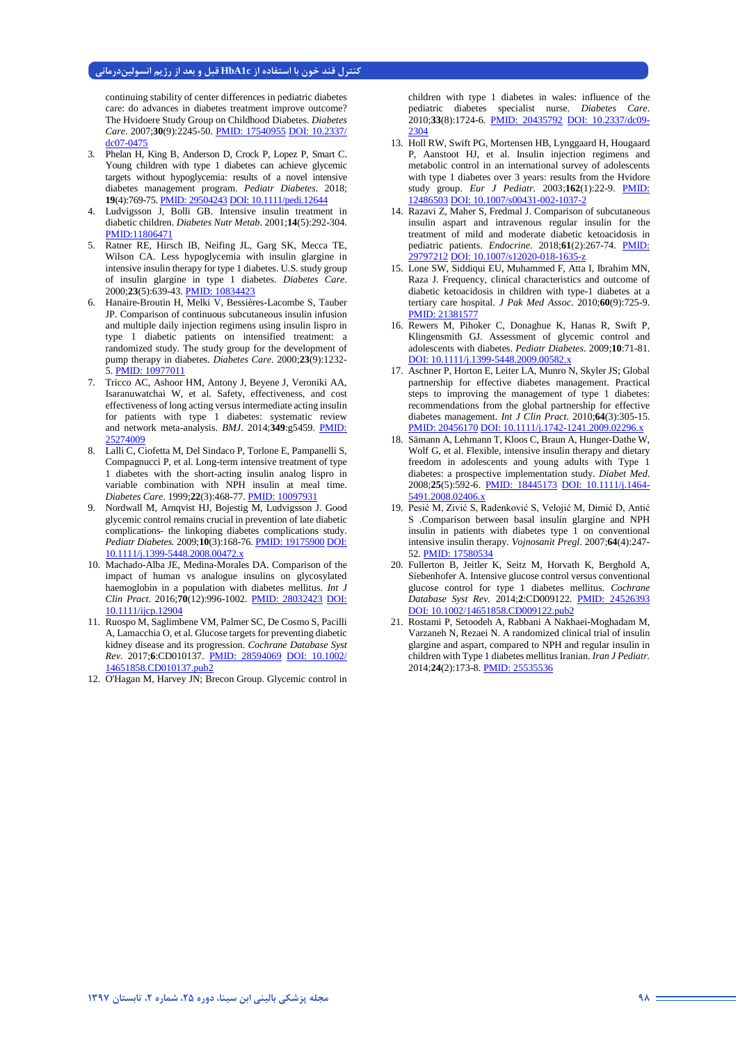continuing stability of center differences in pediatric diabetes care: do advances in diabetes treatment improve outcome? The Hvidoere Study Group on Childhood Diabetes. *Diabetes Care*. 2007;**30**(9):2245-50. PMID: 17540955 DOI: 10.2337/dc07-0475

3. Phelan H, King B, Anderson D, Crock P, Lopez P, Smart C. Young children with type 1 diabetes can achieve glycemic targets without hypoglycemia: results of a novel intensive diabetes management program. *Pediatr Diabetes*. 2018; **19**(4):769-75. PMID: 29504243 DOI: 10.1111/pedi.12644
4. Ludvigsson J, Bolli GB. Intensive insulin treatment in diabetic children. *Diabetes Nutr Metab*. 2001;**14**(5):292-304. PMID:11806471
5. Ratner RE, Hirsch IB, Neifing JL, Garg SK, Mecca TE, Wilson CA. Less hypoglycemia with insulin glargine in intensive insulin therapy for type 1 diabetes. U.S. study group of insulin glargine in type 1 diabetes. *Diabetes Care*. 2000;**23**(5):639-43. PMID: 10834423
6. Hanaire-Broutin H, Melki V, Bessières-Lacombe S, Tauber JP. Comparison of continuous subcutaneous insulin infusion and multiple daily injection regimens using insulin lispro in type 1 diabetic patients on intensified treatment: a randomized study. The study group for the development of pump therapy in diabetes. *Diabetes Care*. 2000;**23**(9):1232-5. PMID: 10977011
7. Tricco AC, Ashoor HM, Antony J, Beyene J, Veroniki AA, Isaranuwatchai W, et al. Safety, effectiveness, and cost effectiveness of long acting versus intermediate acting insulin for patients with type 1 diabetes: systematic review and network meta-analysis. *BMJ*. 2014;**349**:g5459. PMID: 25274009
8. Lalli C, Ciofetta M, Del Sindaco P, Torlone E, Pampanelli S, Compagnucci P, et al. Long-term intensive treatment of type 1 diabetes with the short-acting insulin analog lispro in variable combination with NPH insulin at meal time. *Diabetes Care*. 1999;**22**(3):468-77. PMID: 10097931
9. Nordwall M, Arnqvist HJ, Bojestig M, Ludvigsson J. Good glycemic control remains crucial in prevention of late diabetic complications- the linkoping diabetes complications study. *Pediatr Diabetes*. 2009;**10**(3):168-76. PMID: 19175900 DOI: 10.1111/j.1399-5448.2008.00472.x
10. Machado-Alba JE, Medina-Morales DA. Comparison of the impact of human vs analogue insulins on glycosylated haemoglobin in a population with diabetes mellitus. *Int J Clin Pract*. 2016;**70**(12):996-1002. PMID: 28032423 DOI: 10.1111/ijcp.12904
11. Ruospo M, Saglimbene VM, Palmer SC, De Cosmo S, Pacilli A, Lamacchia O, et al. Glucose targets for preventing diabetic kidney disease and its progression. *Cochrane Database Syst Rev*. 2017;**6**:CD010137. PMID: 28594069 DOI: 10.1002/14651858.CD010137.pub2
12. O'Hagan M, Harvey JN; Brecon Group. Glycemic control in children with type 1 diabetes in wales: influence of the pediatric diabetes specialist nurse. *Diabetes Care*. 2010;**33**(8):1724-6. PMID: 20435792 DOI: 10.2337/dc09-2304
13. Holl RW, Swift PG, Mortensen HB, Lynggaard H, Hougaard P, Aanstoot HJ, et al. Insulin injection regimens and metabolic control in an international survey of adolescents with type 1 diabetes over 3 years: results from the Hvidore study group. *Eur J Pediatr*. 2003;**162**(1):22-9. PMID: 12486503 DOI: 10.1007/s00431-002-1037-2
14. Razavi Z, Maher S, Fredmal J. Comparison of subcutaneous insulin aspart and intravenous regular insulin for the treatment of mild and moderate diabetic ketoacidosis in pediatric patients. *Endocrine*. 2018;**61**(2):267-74. PMID: 29797212 DOI: 10.1007/s12020-018-1635-z
15. Lone SW, Siddiqui EU, Muhammed F, Atta I, Ibrahim MN, Raza J. Frequency, clinical characteristics and outcome of diabetic ketoacidosis in children with type-1 diabetes at a tertiary care hospital. *J Pak Med Assoc*. 2010;**60**(9):725-9. PMID: 21381577
16. Rewers M, Pihoker C, Donaghue K, Hanas R, Swift P, Klingensmith GJ. Assessment of glycemic control and adolescents with diabetes. *Pediatr Diabetes*. 2009;**10**:71-81. DOI: 10.1111/j.1399-5448.2009.00582.x
17. Aschner P, Horton E, Leiter LA, Munro N, Skyler JS; Global partnership for effective diabetes management. Practical steps to improving the management of type 1 diabetes: recommendations from the global partnership for effective diabetes management. *Int J Clin Pract*. 2010;**64**(3):305-15. PMID: 20456170 DOI: 10.1111/j.1742-1241.2009.02296.x
18. Sämann A, Lehmann T, Kloos C, Braun A, Hunger-Dathe W, Wolf G, et al. Flexible, intensive insulin therapy and dietary freedom in adolescents and young adults with Type 1 diabetes: a prospective implementation study. *Diabet Med*. 2008;**25**(5):592-6. PMID: 18445173 DOI: 10.1111/j.1464-5491.2008.02406.x
19. Pesić M, Zivić S, Radenković S, Velojić M, Dimić D, Antić S .Comparison between basal insulin glargine and NPH insulin in patients with diabetes type 1 on conventional intensive insulin therapy. *Vojnosanit Pregl*. 2007;**64**(4):247-52. PMID: 17580534
20. Fullerton B, Jeitler K, Seitz M, Horvath K, Berghold A, Siebenhofer A. Intensive glucose control versus conventional glucose control for type 1 diabetes mellitus. *Cochrane Database Syst Rev*. 2014;**2**:CD009122. PMID: 24526393 DOI: 10.1002/14651858.CD009122.pub2
21. Rostami P, Setoodeh A, Rabbani A Nakhaei-Moghadam M, Varzaneh N, Rezaei N. A randomized clinical trial of insulin glargine and aspart, compared to NPH and regular insulin in children with Type 1 diabetes mellitus Iranian. *Iran J Pediatr*. 2014;**24**(2):173-8. PMID: 25535536